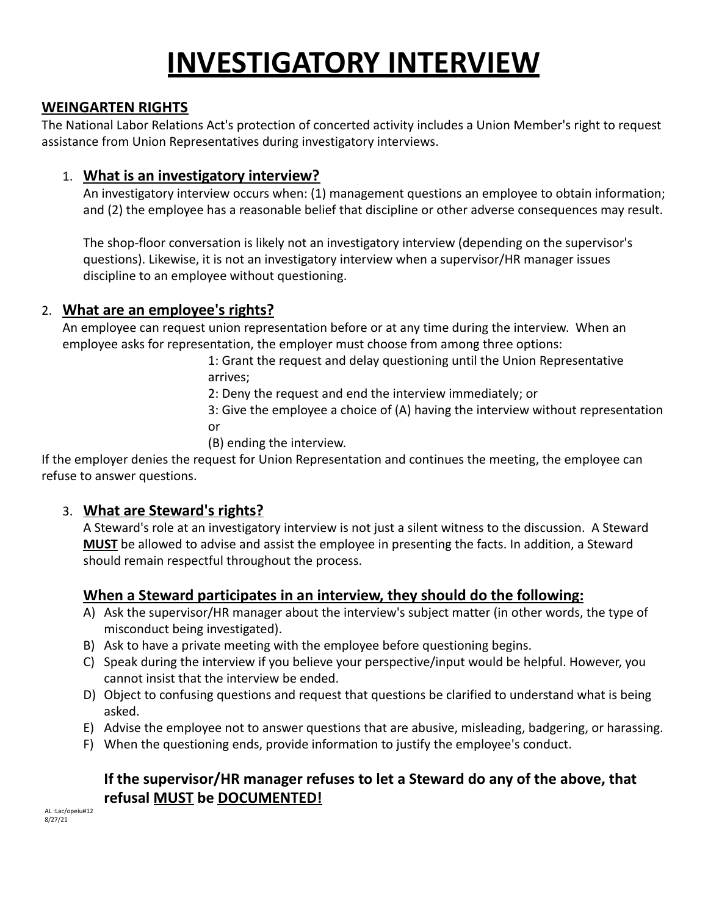# INVESTIGATORY INTERVIEW

## WEINGARTEN RIGHTS

The National Labor Relations Act's protection of concerted activity includes a Union Member's right to request assistance from Union Representatives during investigatory interviews.

### 1. What is an investigatory interview?

An investigatory interview occurs when: (1) management questions an employee to obtain information; and (2) the employee has a reasonable belief that discipline or other adverse consequences may result.

The shop-floor conversation is likely not an investigatory interview (depending on the supervisor's questions). Likewise, it is not an investigatory interview when a supervisor/HR manager issues discipline to an employee without questioning.

### 2. What are an employee's rights?

An employee can request union representation before or at any time during the interview. When an employee asks for representation, the employer must choose from among three options:

1: Grant the request and delay questioning until the Union Representative arrives;

2: Deny the request and end the interview immediately; or

3: Give the employee a choice of (A) having the interview without representation or

(B) ending the interview.

If the employer denies the request for Union Representation and continues the meeting, the employee can refuse to answer questions.

### 3. What are Steward's rights?

A Steward's role at an investigatory interview is not just a silent witness to the discussion. A Steward **MUST** be allowed to advise and assist the employee in presenting the facts. In addition, a Steward should remain respectful throughout the process.

### When a Steward participates in an interview, they should do the following:

A) Ask the supervisor/HR manager about the interview's subject matter (in other words, the type of misconduct being investigated).

B) Ask to have a private meeting with the employee before questioning begins.

C) Speak during the interview if you believe your perspective/input would be helpful. However, you cannot insist that the interview be ended.

D) Object to confusing questions and request that questions be clarified to understand what is being asked.

E) Advise the employee not to answer questions that are abusive, misleading, badgering, or harassing.

F) When the questioning ends, provide information to justify the employee's conduct.

### If the supervisor/HR manager refuses to let a Steward do any of the above, that refusal MUST be DOCUMENTED!

AL :Lac/opeiu#12
8/27/21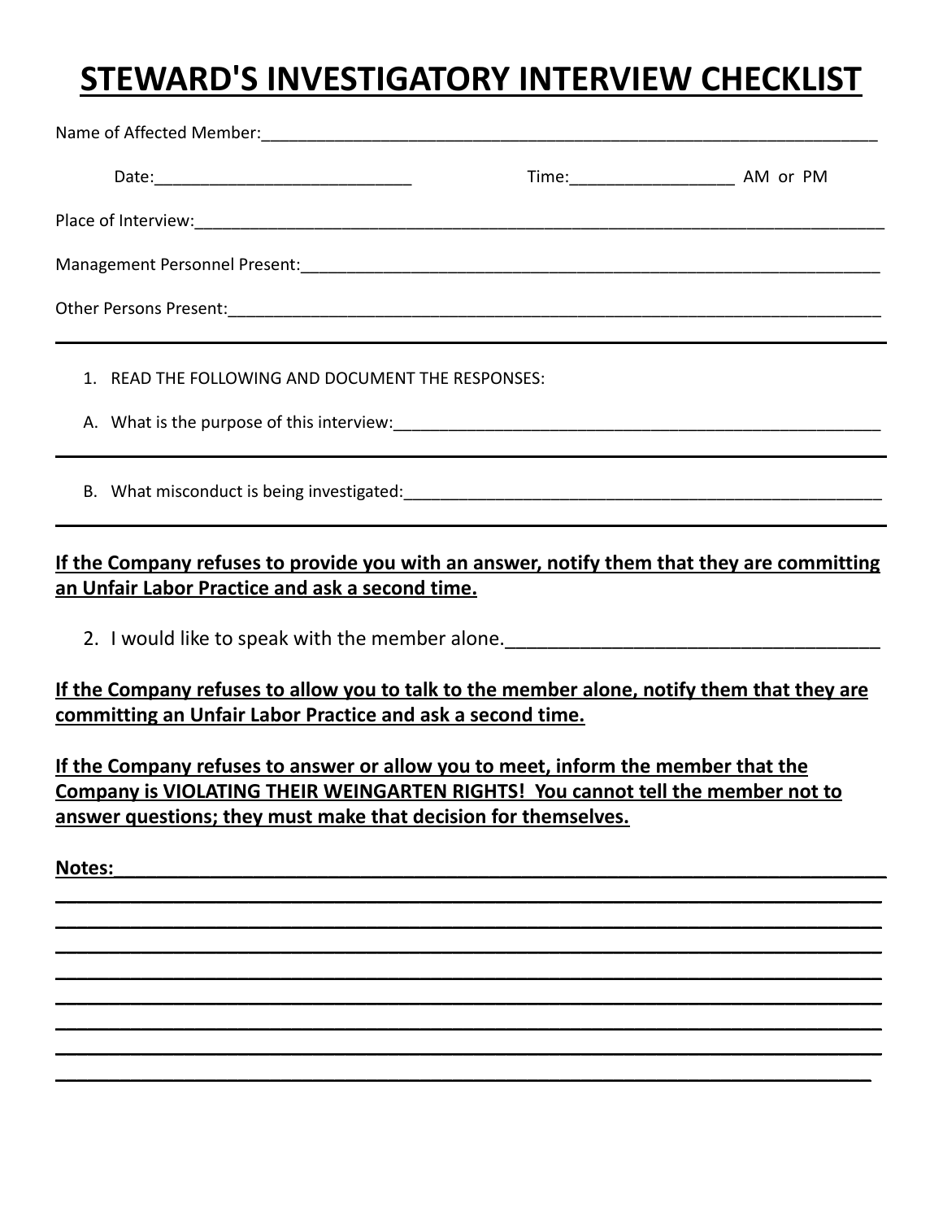# STEWARD'S INVESTIGATORY INTERVIEW CHECKLIST

Name of Affected Member:______________________________________________________________________

Date:____________________________ Time:__________________ AM or PM

Place of Interview:____________________________________________________________________________

Management Personnel Present:_______________________________________________________________

Other Persons Present:__________________________________________________________________________

---

1. READ THE FOLLOWING AND DOCUMENT THE RESPONSES:

A. What is the purpose of this interview:______________________________________________________

---

B. What misconduct is being investigated:_____________________________________________________

---

**If the Company refuses to provide you with an answer, notify them that they are committing an Unfair Labor Practice and ask a second time.**

2. I would like to speak with the member alone.____________________________________

**If the Company refuses to allow you to talk to the member alone, notify them that they are committing an Unfair Labor Practice and ask a second time.**

**If the Company refuses to answer or allow you to meet, inform the member that the Company is VIOLATING THEIR WEINGARTEN RIGHTS! You cannot tell the member not to answer questions; they must make that decision for themselves.**

**Notes:**________________________________________________________________________________